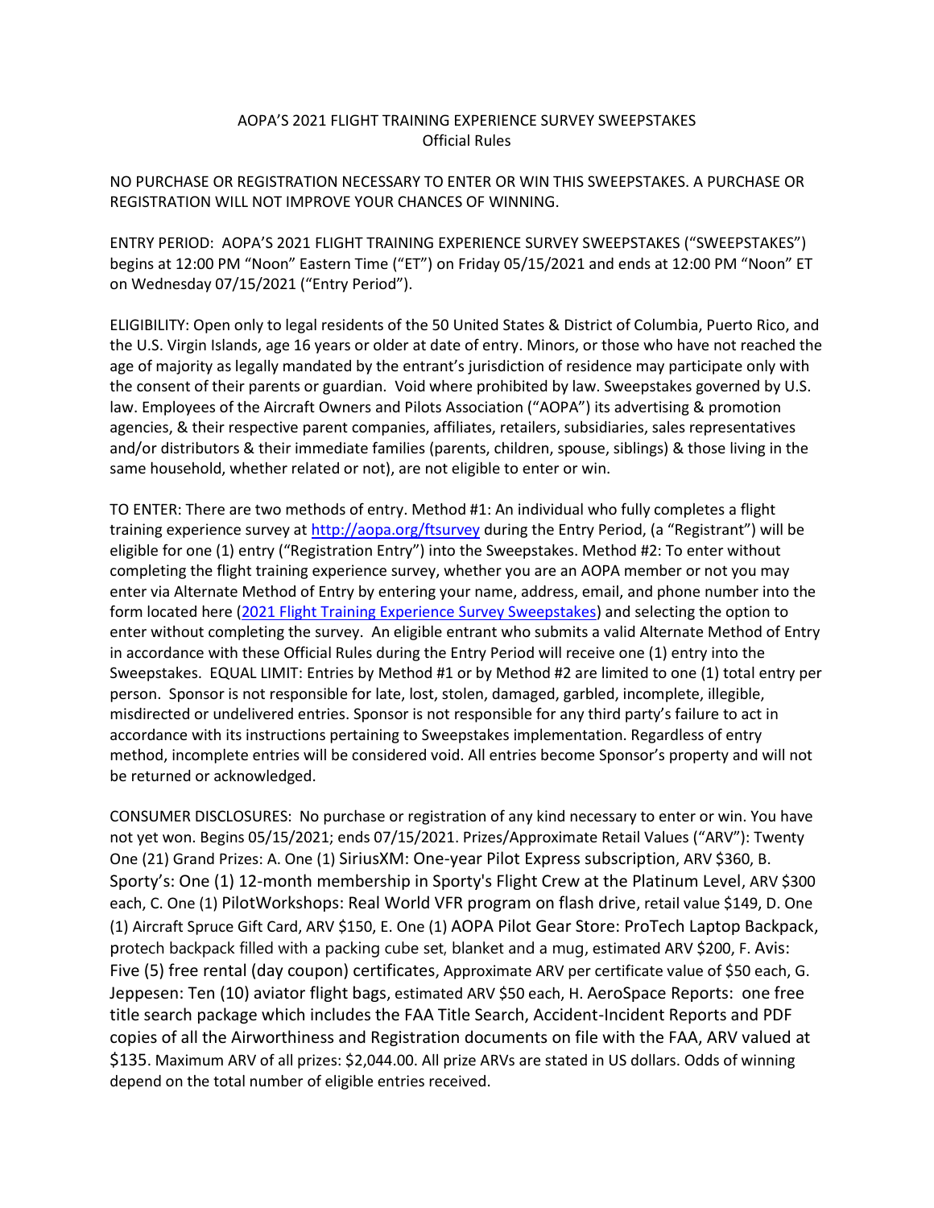# AOPA'S 2021 FLIGHT TRAINING EXPERIENCE SURVEY SWEEPSTAKES
## Official Rules

NO PURCHASE OR REGISTRATION NECESSARY TO ENTER OR WIN THIS SWEEPSTAKES. A PURCHASE OR REGISTRATION WILL NOT IMPROVE YOUR CHANCES OF WINNING.

ENTRY PERIOD: AOPA'S 2021 FLIGHT TRAINING EXPERIENCE SURVEY SWEEPSTAKES ("SWEEPSTAKES") begins at 12:00 PM "Noon" Eastern Time ("ET") on Friday 05/15/2021 and ends at 12:00 PM "Noon" ET on Wednesday 07/15/2021 ("Entry Period").

ELIGIBILITY: Open only to legal residents of the 50 United States & District of Columbia, Puerto Rico, and the U.S. Virgin Islands, age 16 years or older at date of entry. Minors, or those who have not reached the age of majority as legally mandated by the entrant's jurisdiction of residence may participate only with the consent of their parents or guardian. Void where prohibited by law. Sweepstakes governed by U.S. law. Employees of the Aircraft Owners and Pilots Association ("AOPA") its advertising & promotion agencies, & their respective parent companies, affiliates, retailers, subsidiaries, sales representatives and/or distributors & their immediate families (parents, children, spouse, siblings) & those living in the same household, whether related or not), are not eligible to enter or win.

TO ENTER: There are two methods of entry. Method #1: An individual who fully completes a flight training experience survey at [http://aopa.org/ftsurvey](http://aopa.org/ftsurvey) during the Entry Period, (a "Registrant") will be eligible for one (1) entry ("Registration Entry") into the Sweepstakes. Method #2: To enter without completing the flight training experience survey, whether you are an AOPA member or not you may enter via Alternate Method of Entry by entering your name, address, email, and phone number into the form located here (2021 Flight Training Experience Survey Sweepstakes) and selecting the option to enter without completing the survey. An eligible entrant who submits a valid Alternate Method of Entry in accordance with these Official Rules during the Entry Period will receive one (1) entry into the Sweepstakes. EQUAL LIMIT: Entries by Method #1 or by Method #2 are limited to one (1) total entry per person. Sponsor is not responsible for late, lost, stolen, damaged, garbled, incomplete, illegible, misdirected or undelivered entries. Sponsor is not responsible for any third party's failure to act in accordance with its instructions pertaining to Sweepstakes implementation. Regardless of entry method, incomplete entries will be considered void. All entries become Sponsor's property and will not be returned or acknowledged.

CONSUMER DISCLOSURES: No purchase or registration of any kind necessary to enter or win. You have not yet won. Begins 05/15/2021; ends 07/15/2021. Prizes/Approximate Retail Values ("ARV"): Twenty One (21) Grand Prizes: A. One (1) SiriusXM: One-year Pilot Express subscription, ARV $360, B. Sporty's: One (1) 12-month membership in Sporty's Flight Crew at the Platinum Level, ARV $300 each, C. One (1) PilotWorkshops: Real World VFR program on flash drive, retail value $149, D. One (1) Aircraft Spruce Gift Card, ARV $150, E. One (1) AOPA Pilot Gear Store: ProTech Laptop Backpack, protech backpack filled with a packing cube set, blanket and a mug, estimated ARV $200, F. Avis: Five (5) free rental (day coupon) certificates, Approximate ARV per certificate value of $50 each, G. Jeppesen: Ten (10) aviator flight bags, estimated ARV $50 each, H. AeroSpace Reports: one free title search package which includes the FAA Title Search, Accident-Incident Reports and PDF copies of all the Airworthiness and Registration documents on file with the FAA, ARV valued at $135. Maximum ARV of all prizes: $2,044.00. All prize ARVs are stated in US dollars. Odds of winning depend on the total number of eligible entries received.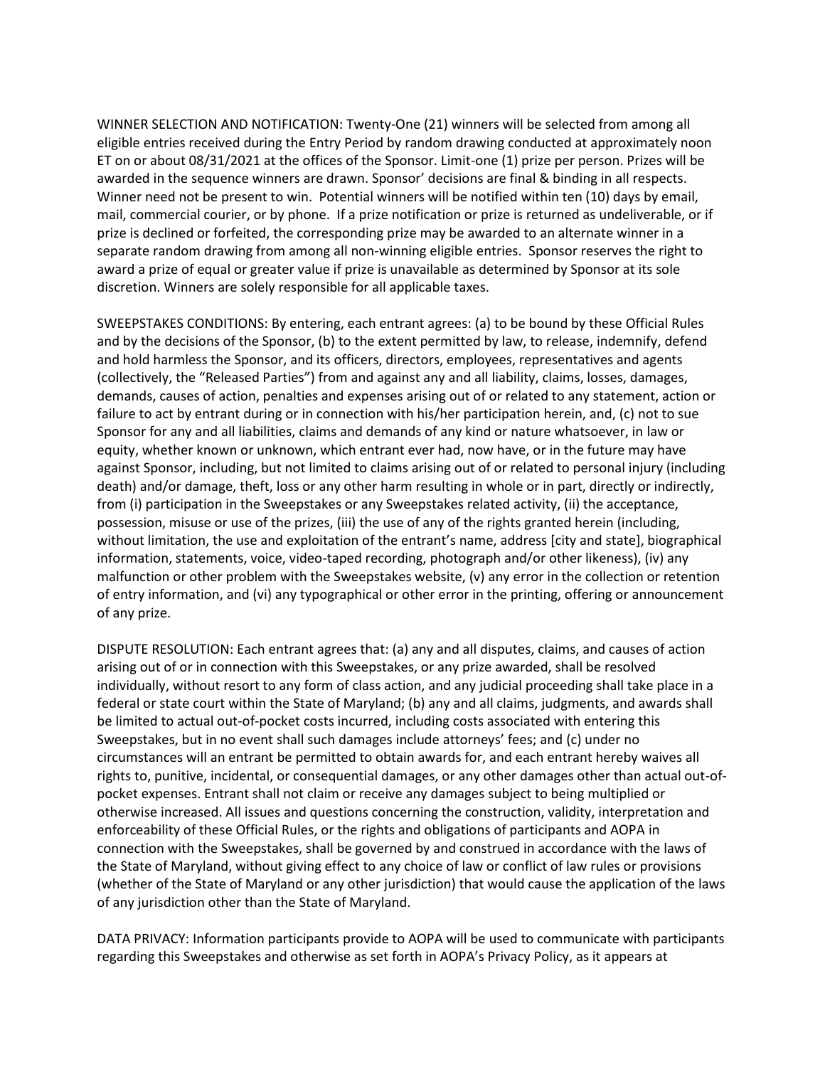WINNER SELECTION AND NOTIFICATION: Twenty-One (21) winners will be selected from among all eligible entries received during the Entry Period by random drawing conducted at approximately noon ET on or about 08/31/2021 at the offices of the Sponsor. Limit-one (1) prize per person. Prizes will be awarded in the sequence winners are drawn. Sponsor' decisions are final & binding in all respects. Winner need not be present to win. Potential winners will be notified within ten (10) days by email, mail, commercial courier, or by phone. If a prize notification or prize is returned as undeliverable, or if prize is declined or forfeited, the corresponding prize may be awarded to an alternate winner in a separate random drawing from among all non-winning eligible entries. Sponsor reserves the right to award a prize of equal or greater value if prize is unavailable as determined by Sponsor at its sole discretion. Winners are solely responsible for all applicable taxes.

SWEEPSTAKES CONDITIONS: By entering, each entrant agrees: (a) to be bound by these Official Rules and by the decisions of the Sponsor, (b) to the extent permitted by law, to release, indemnify, defend and hold harmless the Sponsor, and its officers, directors, employees, representatives and agents (collectively, the "Released Parties") from and against any and all liability, claims, losses, damages, demands, causes of action, penalties and expenses arising out of or related to any statement, action or failure to act by entrant during or in connection with his/her participation herein, and, (c) not to sue Sponsor for any and all liabilities, claims and demands of any kind or nature whatsoever, in law or equity, whether known or unknown, which entrant ever had, now have, or in the future may have against Sponsor, including, but not limited to claims arising out of or related to personal injury (including death) and/or damage, theft, loss or any other harm resulting in whole or in part, directly or indirectly, from (i) participation in the Sweepstakes or any Sweepstakes related activity, (ii) the acceptance, possession, misuse or use of the prizes, (iii) the use of any of the rights granted herein (including, without limitation, the use and exploitation of the entrant's name, address [city and state], biographical information, statements, voice, video-taped recording, photograph and/or other likeness), (iv) any malfunction or other problem with the Sweepstakes website, (v) any error in the collection or retention of entry information, and (vi) any typographical or other error in the printing, offering or announcement of any prize.

DISPUTE RESOLUTION: Each entrant agrees that: (a) any and all disputes, claims, and causes of action arising out of or in connection with this Sweepstakes, or any prize awarded, shall be resolved individually, without resort to any form of class action, and any judicial proceeding shall take place in a federal or state court within the State of Maryland; (b) any and all claims, judgments, and awards shall be limited to actual out-of-pocket costs incurred, including costs associated with entering this Sweepstakes, but in no event shall such damages include attorneys' fees; and (c) under no circumstances will an entrant be permitted to obtain awards for, and each entrant hereby waives all rights to, punitive, incidental, or consequential damages, or any other damages other than actual out-of-pocket expenses. Entrant shall not claim or receive any damages subject to being multiplied or otherwise increased. All issues and questions concerning the construction, validity, interpretation and enforceability of these Official Rules, or the rights and obligations of participants and AOPA in connection with the Sweepstakes, shall be governed by and construed in accordance with the laws of the State of Maryland, without giving effect to any choice of law or conflict of law rules or provisions (whether of the State of Maryland or any other jurisdiction) that would cause the application of the laws of any jurisdiction other than the State of Maryland.

DATA PRIVACY: Information participants provide to AOPA will be used to communicate with participants regarding this Sweepstakes and otherwise as set forth in AOPA's Privacy Policy, as it appears at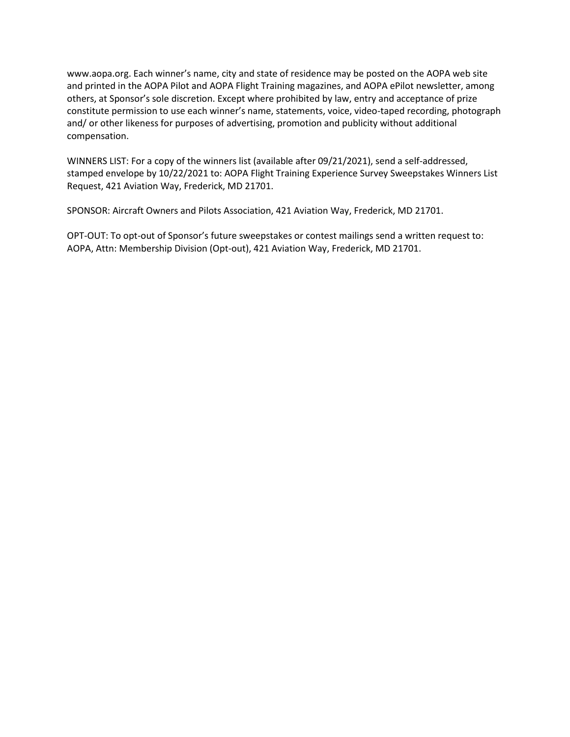www.aopa.org. Each winner's name, city and state of residence may be posted on the AOPA web site and printed in the AOPA Pilot and AOPA Flight Training magazines, and AOPA ePilot newsletter, among others, at Sponsor's sole discretion. Except where prohibited by law, entry and acceptance of prize constitute permission to use each winner's name, statements, voice, video-taped recording, photograph and/ or other likeness for purposes of advertising, promotion and publicity without additional compensation.

WINNERS LIST: For a copy of the winners list (available after 09/21/2021), send a self-addressed, stamped envelope by 10/22/2021 to: AOPA Flight Training Experience Survey Sweepstakes Winners List Request, 421 Aviation Way, Frederick, MD 21701.

SPONSOR: Aircraft Owners and Pilots Association, 421 Aviation Way, Frederick, MD 21701.

OPT-OUT: To opt-out of Sponsor's future sweepstakes or contest mailings send a written request to: AOPA, Attn: Membership Division (Opt-out), 421 Aviation Way, Frederick, MD 21701.